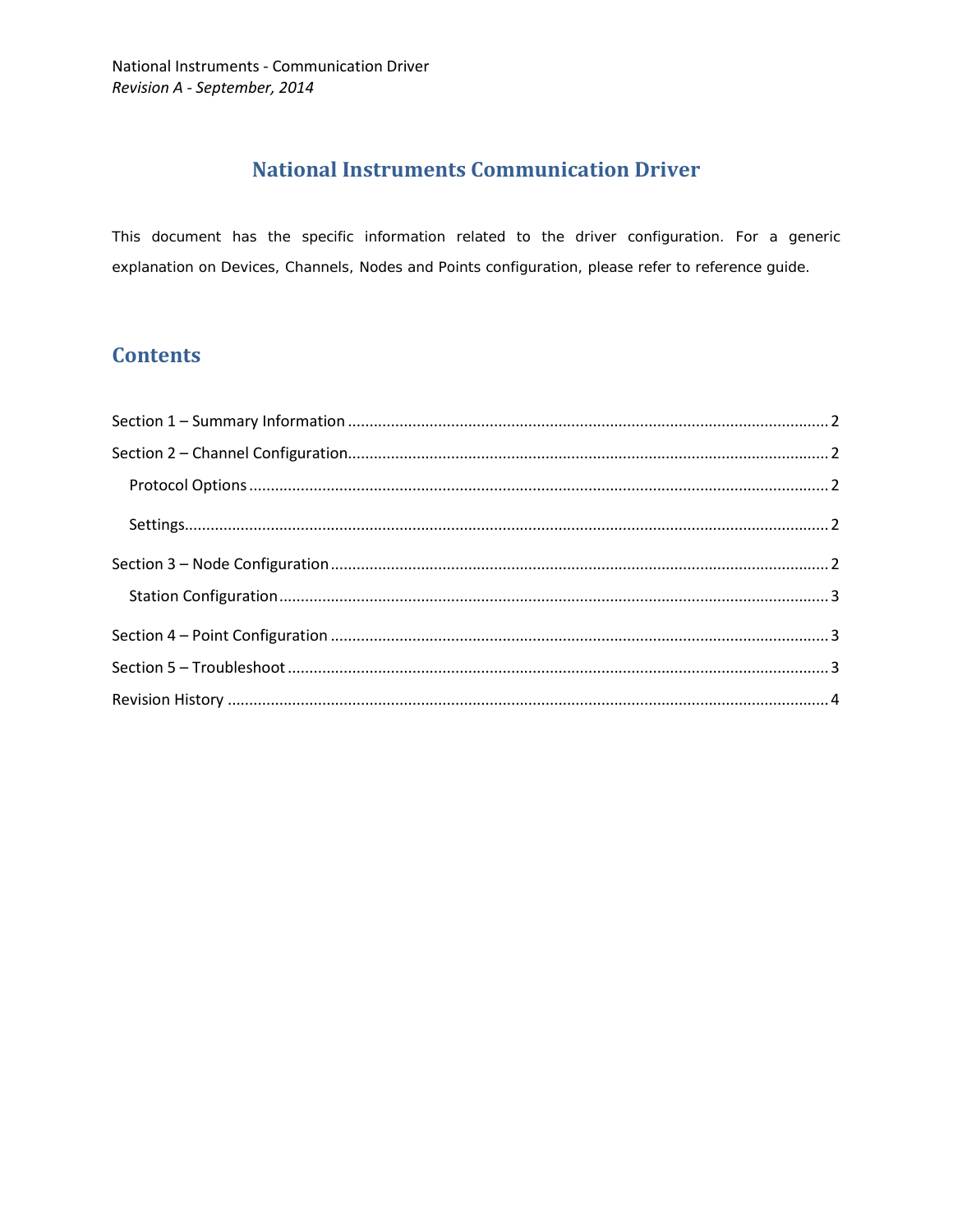National Instruments - Communication Driver

*Revision A - September, 2014*

# National Instruments Communication Driver

This document has the specific information related to the driver configuration. For a generic explanation on Devices, Channels, Nodes and Points configuration, please refer to reference guide.

## Contents

Section 1 – Summary Information ........ 2

Section 2 – Channel Configuration ........ 2

- Protocol Options ........ 2
- Settings ........ 2

Section 3 – Node Configuration ........ 2

- Station Configuration ........ 3

Section 4 – Point Configuration ........ 3

Section 5 – Troubleshoot ........ 3

Revision History ........ 4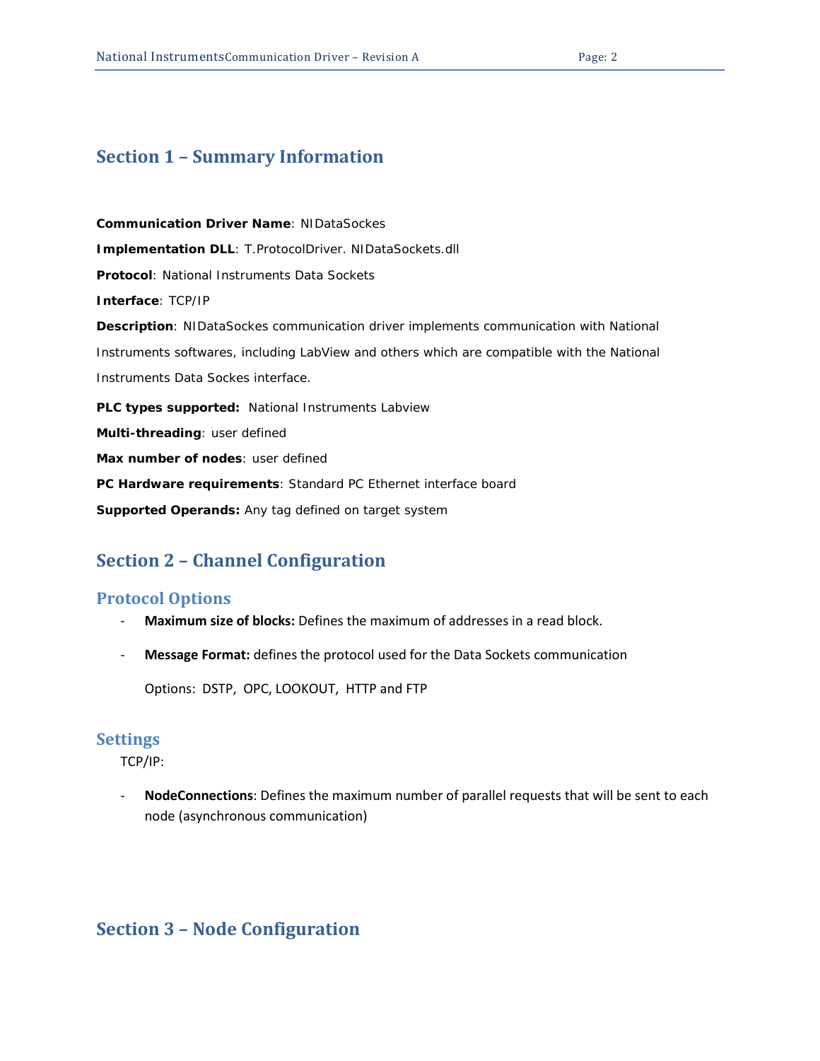## Section 1 – Summary Information

**Communication Driver Name**: NIDataSockes

**Implementation DLL**: T.ProtocolDriver. NIDataSockets.dll

**Protocol**: National Instruments Data Sockets

**Interface**: TCP/IP

**Description**: NIDataSockes communication driver implements communication with National Instruments softwares, including LabView and others which are compatible with the National Instruments Data Sockes interface.

**PLC types supported:** National Instruments Labview

**Multi-threading**: user defined

**Max number of nodes**: user defined

**PC Hardware requirements**: Standard PC Ethernet interface board

**Supported Operands:** Any tag defined on target system

## Section 2 – Channel Configuration

### Protocol Options

- **Maximum size of blocks:** Defines the maximum of addresses in a read block.
- **Message Format:** defines the protocol used for the Data Sockets communication

  Options: DSTP, OPC, LOOKOUT, HTTP and FTP

### Settings

TCP/IP:

- **NodeConnections**: Defines the maximum number of parallel requests that will be sent to each node (asynchronous communication)

## Section 3 – Node Configuration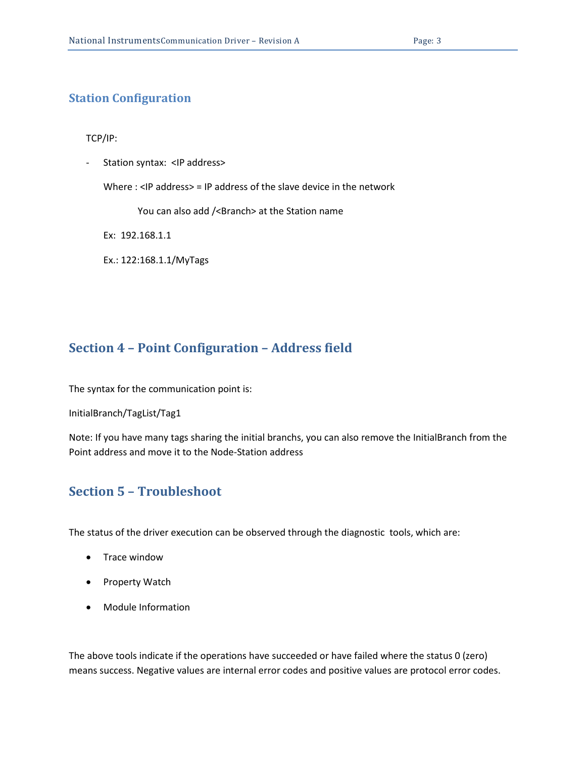## Station Configuration

TCP/IP:

- Station syntax: <IP address>

  Where : <IP address> = IP address of the slave device in the network

  You can also add /<Branch> at the Station name

  Ex: 192.168.1.1

  Ex.: 122:168.1.1/MyTags

## Section 4 – Point Configuration – Address field

The syntax for the communication point is:

InitialBranch/TagList/Tag1

Note: If you have many tags sharing the initial branchs, you can also remove the InitialBranch from the Point address and move it to the Node-Station address

## Section 5 – Troubleshoot

The status of the driver execution can be observed through the diagnostic tools, which are:

- Trace window
- Property Watch
- Module Information

The above tools indicate if the operations have succeeded or have failed where the status 0 (zero) means success. Negative values are internal error codes and positive values are protocol error codes.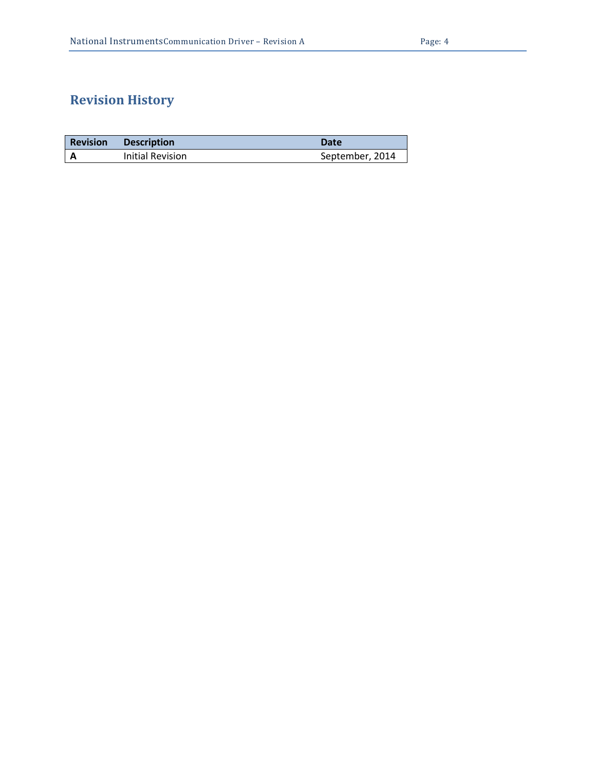## Revision History

| Revision | Description | Date |
|---|---|---|
| **A** | Initial Revision | September, 2014 |